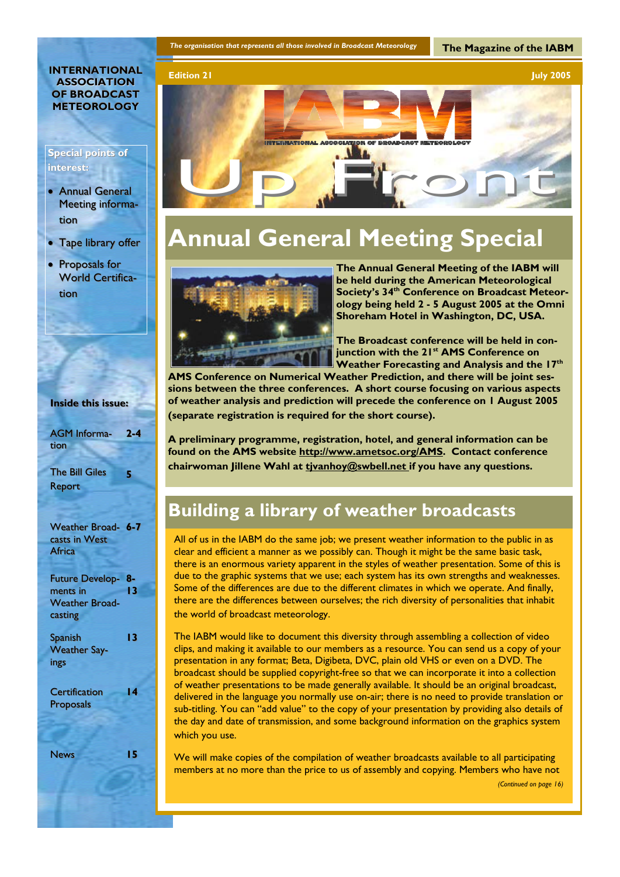*The organisation that represents all those involved in Broadcast Meteorology*

**The Magazine of the IABM**

**Edition 21** **July 2005**

**INTERNATIONAL ASSOCIATION OF BROADCAST METEOROLOGY**

# Up Front

**Special points of interest:**

- Annual General Meeting information
- Tape library offer
- Proposals for World Certification

**Inside this issue:**

| | |
|---|---|
| AGM Information | 2-4 |
| The Bill Giles Report | 5 |
| Weather Broadcasts in West Africa | 6-7 |
| Future Developments in Weather Broadcasting | 8-13 |
| Spanish Weather Sayings | 13 |
| Certification Proposals | 14 |
| News | 15 |

## Annual General Meeting Special

**The Annual General Meeting of the IABM will be held during the American Meteorological Society's 34th Conference on Broadcast Meteorology being held 2 - 5 August 2005 at the Omni Shoreham Hotel in Washington, DC, USA.**

**The Broadcast conference will be held in conjunction with the 21st AMS Conference on Weather Forecasting and Analysis and the 17th AMS Conference on Numerical Weather Prediction, and there will be joint sessions between the three conferences. A short course focusing on various aspects of weather analysis and prediction will precede the conference on 1 August 2005 (separate registration is required for the short course).**

**A preliminary programme, registration, hotel, and general information can be found on the AMS website http://www.ametsoc.org/AMS. Contact conference chairwoman Jillene Wahl at tjvanhoy@swbell.net if you have any questions.**

## Building a library of weather broadcasts

All of us in the IABM do the same job; we present weather information to the public in as clear and efficient a manner as we possibly can. Though it might be the same basic task, there is an enormous variety apparent in the styles of weather presentation. Some of this is due to the graphic systems that we use; each system has its own strengths and weaknesses. Some of the differences are due to the different climates in which we operate. And finally, there are the differences between ourselves; the rich diversity of personalities that inhabit the world of broadcast meteorology.

The IABM would like to document this diversity through assembling a collection of video clips, and making it available to our members as a resource. You can send us a copy of your presentation in any format; Beta, Digibeta, DVC, plain old VHS or even on a DVD. The broadcast should be supplied copyright-free so that we can incorporate it into a collection of weather presentations to be made generally available. It should be an original broadcast, delivered in the language you normally use on-air; there is no need to provide translation or sub-titling. You can "add value" to the copy of your presentation by providing also details of the day and date of transmission, and some background information on the graphics system which you use.

We will make copies of the compilation of weather broadcasts available to all participating members at no more than the price to us of assembly and copying. Members who have not

*(Continued on page 16)*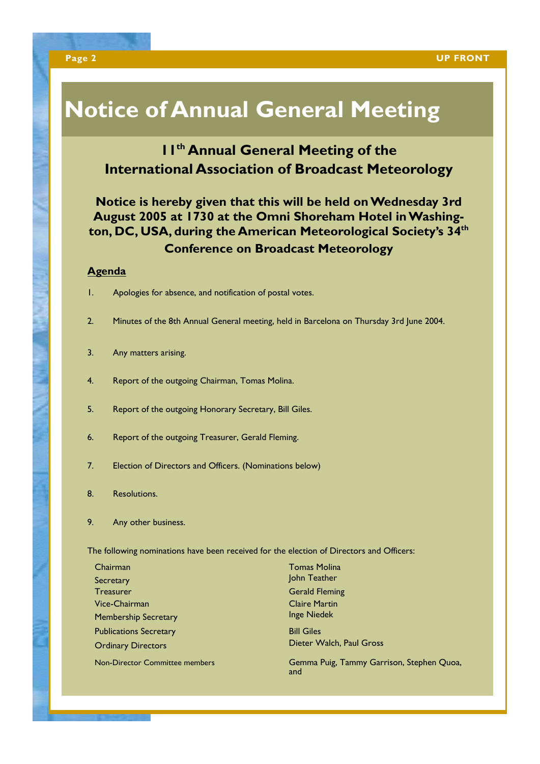# Notice of Annual General Meeting

## 11th Annual General Meeting of the International Association of Broadcast Meteorology

**Notice is hereby given that this will be held on Wednesday 3rd August 2005 at 1730 at the Omni Shoreham Hotel in Washington, DC, USA, during the American Meteorological Society's 34th Conference on Broadcast Meteorology**

**Agenda**

1. Apologies for absence, and notification of postal votes.
2. Minutes of the 8th Annual General meeting, held in Barcelona on Thursday 3rd June 2004.
3. Any matters arising.
4. Report of the outgoing Chairman, Tomas Molina.
5. Report of the outgoing Honorary Secretary, Bill Giles.
6. Report of the outgoing Treasurer, Gerald Fleming.
7. Election of Directors and Officers. (Nominations below)
8. Resolutions.
9. Any other business.

The following nominations have been received for the election of Directors and Officers:

| | |
|---|---|
| Chairman | Tomas Molina |
| Secretary | John Teather |
| Treasurer | Gerald Fleming |
| Vice-Chairman | Claire Martin |
| Membership Secretary | Inge Niedek |
| Publications Secretary | Bill Giles |
| Ordinary Directors | Dieter Walch, Paul Gross |
| Non-Director Committee members | Gemma Puig, Tammy Garrison, Stephen Quoa, and |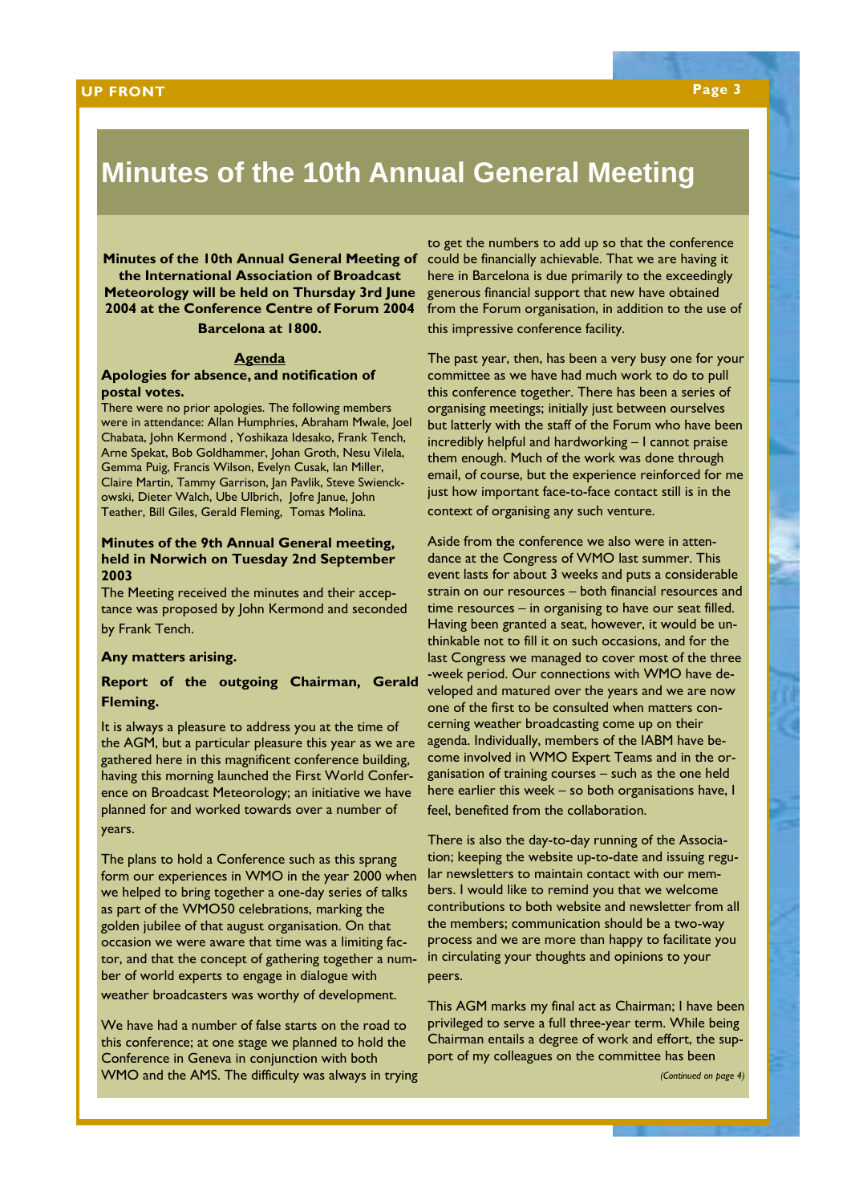# Minutes of the 10th Annual General Meeting

**Minutes of the 10th Annual General Meeting of the International Association of Broadcast Meteorology will be held on Thursday 3rd June 2004 at the Conference Centre of Forum 2004 Barcelona at 1800.**

**Agenda**

**Apologies for absence, and notification of postal votes.**

There were no prior apologies. The following members were in attendance: Allan Humphries, Abraham Mwale, Joel Chabata, John Kermond , Yoshikaza Idesako, Frank Tench, Arne Spekat, Bob Goldhammer, Johan Groth, Nesu Vilela, Gemma Puig, Francis Wilson, Evelyn Cusak, Ian Miller, Claire Martin, Tammy Garrison, Jan Pavlik, Steve Swienckowski, Dieter Walch, Ube Ulbrich, Jofre Janue, John Teather, Bill Giles, Gerald Fleming, Tomas Molina.

**Minutes of the 9th Annual General meeting, held in Norwich on Tuesday 2nd September 2003**

The Meeting received the minutes and their acceptance was proposed by John Kermond and seconded by Frank Tench.

**Any matters arising.**

**Report of the outgoing Chairman, Gerald Fleming.**

It is always a pleasure to address you at the time of the AGM, but a particular pleasure this year as we are gathered here in this magnificent conference building, having this morning launched the First World Conference on Broadcast Meteorology; an initiative we have planned for and worked towards over a number of years.

The plans to hold a Conference such as this sprang form our experiences in WMO in the year 2000 when we helped to bring together a one-day series of talks as part of the WMO50 celebrations, marking the golden jubilee of that august organisation. On that occasion we were aware that time was a limiting factor, and that the concept of gathering together a number of world experts to engage in dialogue with weather broadcasters was worthy of development.

We have had a number of false starts on the road to this conference; at one stage we planned to hold the Conference in Geneva in conjunction with both WMO and the AMS. The difficulty was always in trying to get the numbers to add up so that the conference could be financially achievable. That we are having it here in Barcelona is due primarily to the exceedingly generous financial support that new have obtained from the Forum organisation, in addition to the use of this impressive conference facility.

The past year, then, has been a very busy one for your committee as we have had much work to do to pull this conference together. There has been a series of organising meetings; initially just between ourselves but latterly with the staff of the Forum who have been incredibly helpful and hardworking – I cannot praise them enough. Much of the work was done through email, of course, but the experience reinforced for me just how important face-to-face contact still is in the context of organising any such venture.

Aside from the conference we also were in attendance at the Congress of WMO last summer. This event lasts for about 3 weeks and puts a considerable strain on our resources – both financial resources and time resources – in organising to have our seat filled. Having been granted a seat, however, it would be unthinkable not to fill it on such occasions, and for the last Congress we managed to cover most of the three-week period. Our connections with WMO have developed and matured over the years and we are now one of the first to be consulted when matters concerning weather broadcasting come up on their agenda. Individually, members of the IABM have become involved in WMO Expert Teams and in the organisation of training courses – such as the one held here earlier this week – so both organisations have, I feel, benefited from the collaboration.

There is also the day-to-day running of the Association; keeping the website up-to-date and issuing regular newsletters to maintain contact with our members. I would like to remind you that we welcome contributions to both website and newsletter from all the members; communication should be a two-way process and we are more than happy to facilitate you in circulating your thoughts and opinions to your peers.

This AGM marks my final act as Chairman; I have been privileged to serve a full three-year term. While being Chairman entails a degree of work and effort, the support of my colleagues on the committee has been

*(Continued on page 4)*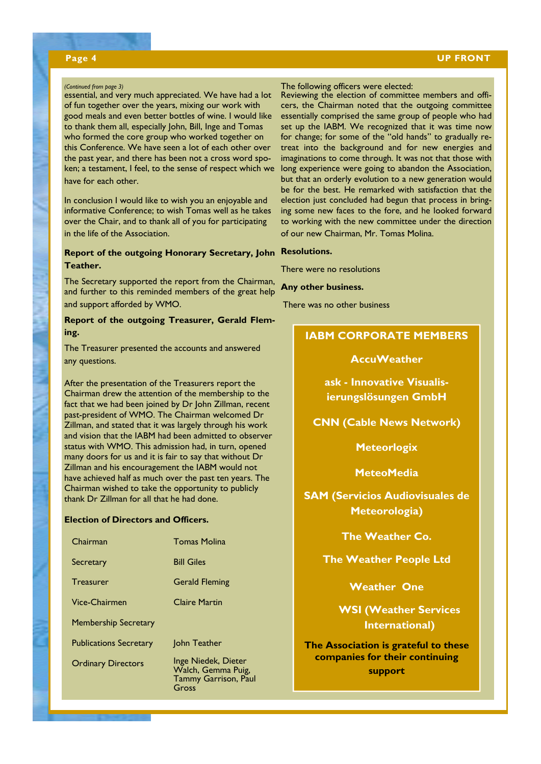*(Continued from page 3)*

essential, and very much appreciated. We have had a lot of fun together over the years, mixing our work with good meals and even better bottles of wine. I would like to thank them all, especially John, Bill, Inge and Tomas who formed the core group who worked together on this Conference. We have seen a lot of each other over the past year, and there has been not a cross word spoken; a testament, I feel, to the sense of respect which we have for each other.

In conclusion I would like to wish you an enjoyable and informative Conference; to wish Tomas well as he takes over the Chair, and to thank all of you for participating in the life of the Association.

**Report of the outgoing Honorary Secretary, John Teather.**

The Secretary supported the report from the Chairman, and further to this reminded members of the great help and support afforded by WMO.

**Report of the outgoing Treasurer, Gerald Fleming.**

The Treasurer presented the accounts and answered any questions.

After the presentation of the Treasurers report the Chairman drew the attention of the membership to the fact that we had been joined by Dr John Zillman, recent past-president of WMO. The Chairman welcomed Dr Zillman, and stated that it was largely through his work and vision that the IABM had been admitted to observer status with WMO. This admission had, in turn, opened many doors for us and it is fair to say that without Dr Zillman and his encouragement the IABM would not have achieved half as much over the past ten years. The Chairman wished to take the opportunity to publicly thank Dr Zillman for all that he had done.

**Election of Directors and Officers.**

| | |
|---|---|
| Chairman | Tomas Molina |
| Secretary | Bill Giles |
| Treasurer | Gerald Fleming |
| Vice-Chairmen | Claire Martin |
| Membership Secretary | |
| Publications Secretary | John Teather |
| Ordinary Directors | Inge Niedek, Dieter Walch, Gemma Puig, Tammy Garrison, Paul Gross |

The following officers were elected:

Reviewing the election of committee members and officers, the Chairman noted that the outgoing committee essentially comprised the same group of people who had set up the IABM. We recognized that it was time now for change; for some of the "old hands" to gradually retreat into the background and for new energies and imaginations to come through. It was not that those with long experience were going to abandon the Association, but that an orderly evolution to a new generation would be for the best. He remarked with satisfaction that the election just concluded had begun that process in bringing some new faces to the fore, and he looked forward to working with the new committee under the direction of our new Chairman, Mr. Tomas Molina.

**Resolutions.**

There were no resolutions

**Any other business.**

There was no other business

**IABM CORPORATE MEMBERS**

**AccuWeather**

**ask - Innovative Visualisierungslösungen GmbH**

**CNN (Cable News Network)**

**Meteorlogix**

**MeteoMedia**

**SAM (Servicios Audiovisuales de Meteorologia)**

**The Weather Co.**

**The Weather People Ltd**

**Weather One**

**WSI (Weather Services International)**

**The Association is grateful to these companies for their continuing support**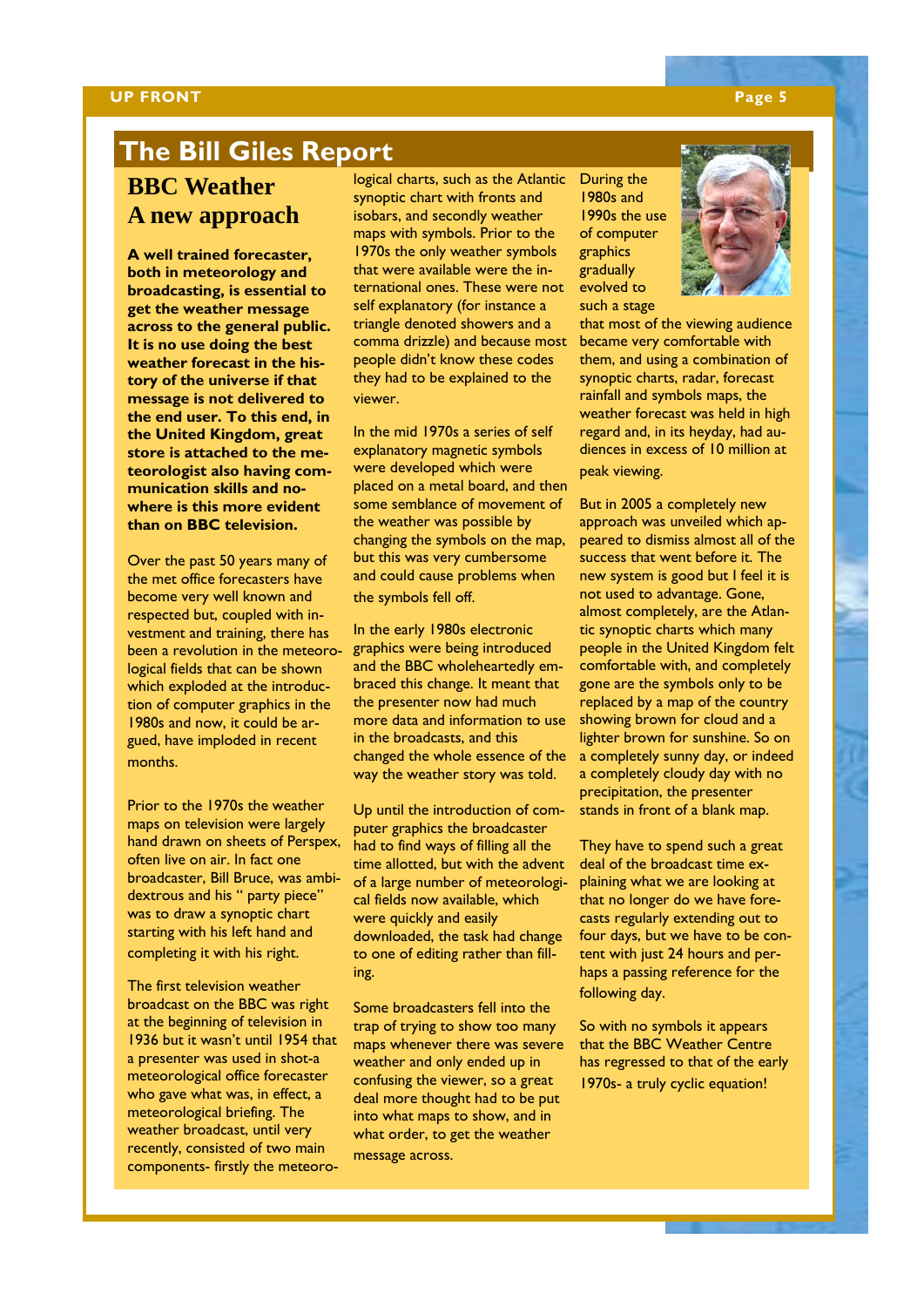## The Bill Giles Report

### BBC Weather
### A new approach

**A well trained forecaster, both in meteorology and broadcasting, is essential to get the weather message across to the general public. It is no use doing the best weather forecast in the history of the universe if that message is not delivered to the end user. To this end, in the United Kingdom, great store is attached to the meteorologist also having communication skills and nowhere is this more evident than on BBC television.**

Over the past 50 years many of the met office forecasters have become very well known and respected but, coupled with investment and training, there has been a revolution in the meteorological fields that can be shown which exploded at the introduction of computer graphics in the 1980s and now, it could be argued, have imploded in recent months.

Prior to the 1970s the weather maps on television were largely hand drawn on sheets of Perspex, often live on air. In fact one broadcaster, Bill Bruce, was ambidextrous and his " party piece" was to draw a synoptic chart starting with his left hand and completing it with his right.

The first television weather broadcast on the BBC was right at the beginning of television in 1936 but it wasn't until 1954 that a presenter was used in shot-a meteorological office forecaster who gave what was, in effect, a meteorological briefing. The weather broadcast, until very recently, consisted of two main components- firstly the meteorological charts, such as the Atlantic synoptic chart with fronts and isobars, and secondly weather maps with symbols. Prior to the 1970s the only weather symbols that were available were the international ones. These were not self explanatory (for instance a triangle denoted showers and a comma drizzle) and because most people didn't know these codes they had to be explained to the viewer.

In the mid 1970s a series of self explanatory magnetic symbols were developed which were placed on a metal board, and then some semblance of movement of the weather was possible by changing the symbols on the map, but this was very cumbersome and could cause problems when the symbols fell off.

In the early 1980s electronic graphics were being introduced and the BBC wholeheartedly embraced this change. It meant that the presenter now had much more data and information to use in the broadcasts, and this changed the whole essence of the way the weather story was told.

Up until the introduction of computer graphics the broadcaster had to find ways of filling all the time allotted, but with the advent of a large number of meteorological fields now available, which were quickly and easily downloaded, the task had change to one of editing rather than filling.

Some broadcasters fell into the trap of trying to show too many maps whenever there was severe weather and only ended up in confusing the viewer, so a great deal more thought had to be put into what maps to show, and in what order, to get the weather message across.

During the 1980s and 1990s the use of computer graphics gradually evolved to such a stage that most of the viewing audience became very comfortable with them, and using a combination of synoptic charts, radar, forecast rainfall and symbols maps, the weather forecast was held in high regard and, in its heyday, had audiences in excess of 10 million at peak viewing.

But in 2005 a completely new approach was unveiled which appeared to dismiss almost all of the success that went before it. The new system is good but I feel it is not used to advantage. Gone, almost completely, are the Atlantic synoptic charts which many people in the United Kingdom felt comfortable with, and completely gone are the symbols only to be replaced by a map of the country showing brown for cloud and a lighter brown for sunshine. So on a completely sunny day, or indeed a completely cloudy day with no precipitation, the presenter stands in front of a blank map.

They have to spend such a great deal of the broadcast time explaining what we are looking at that no longer do we have forecasts regularly extending out to four days, but we have to be content with just 24 hours and perhaps a passing reference for the following day.

So with no symbols it appears that the BBC Weather Centre has regressed to that of the early 1970s- a truly cyclic equation!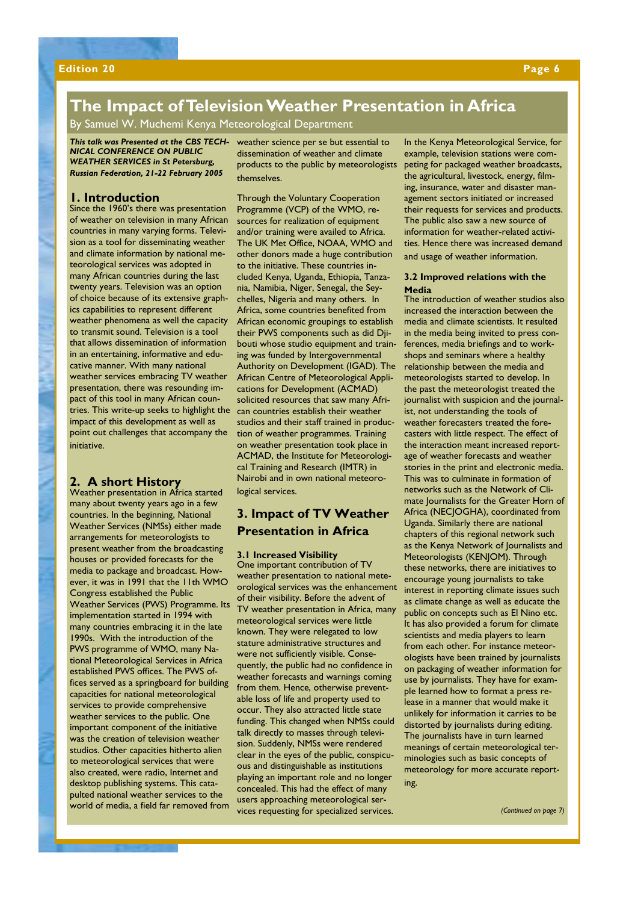# The Impact of Television Weather Presentation in Africa

By Samuel W. Muchemi Kenya Meteorological Department

***This talk was Presented at the CBS TECHNICAL CONFERENCE ON PUBLIC WEATHER SERVICES in St Petersburg, Russian Federation, 21-22 February 2005***

## 1. Introduction

Since the 1960's there was presentation of weather on television in many African countries in many varying forms. Television as a tool for disseminating weather and climate information by national meteorological services was adopted in many African countries during the last twenty years. Television was an option of choice because of its extensive graphics capabilities to represent different weather phenomena as well the capacity to transmit sound. Television is a tool that allows dissemination of information in an entertaining, informative and educative manner. With many national weather services embracing TV weather presentation, there was resounding impact of this tool in many African countries. This write-up seeks to highlight the impact of this development as well as point out challenges that accompany the initiative.

## 2. A short History

Weather presentation in Africa started many about twenty years ago in a few countries. In the beginning, National Weather Services (NMSs) either made arrangements for meteorologists to present weather from the broadcasting houses or provided forecasts for the media to package and broadcast. However, it was in 1991 that the 11th WMO Congress established the Public Weather Services (PWS) Programme. Its implementation started in 1994 with many countries embracing it in the late 1990s. With the introduction of the PWS programme of WMO, many National Meteorological Services in Africa established PWS offices. The PWS offices served as a springboard for building capacities for national meteorological services to provide comprehensive weather services to the public. One important component of the initiative was the creation of television weather studios. Other capacities hitherto alien to meteorological services that were also created, were radio, Internet and desktop publishing systems. This catapulted national weather services to the world of media, a field far removed from weather science per se but essential to dissemination of weather and climate products to the public by meteorologists themselves.

Through the Voluntary Cooperation Programme (VCP) of the WMO, resources for realization of equipment and/or training were availed to Africa. The UK Met Office, NOAA, WMO and other donors made a huge contribution to the initiative. These countries included Kenya, Uganda, Ethiopia, Tanzania, Namibia, Niger, Senegal, the Seychelles, Nigeria and many others. In Africa, some countries benefited from African economic groupings to establish their PWS components such as did Djibouti whose studio equipment and training was funded by Intergovernmental Authority on Development (IGAD). The African Centre of Meteorological Applications for Development (ACMAD) solicited resources that saw many African countries establish their weather studios and their staff trained in production of weather programmes. Training on weather presentation took place in ACMAD, the Institute for Meteorological Training and Research (IMTR) in Nairobi and in own national meteorological services.

## 3. Impact of TV Weather Presentation in Africa

### 3.1 Increased Visibility

One important contribution of TV weather presentation to national meteorological services was the enhancement of their visibility. Before the advent of TV weather presentation in Africa, many meteorological services were little known. They were relegated to low stature administrative structures and were not sufficiently visible. Consequently, the public had no confidence in weather forecasts and warnings coming from them. Hence, otherwise preventable loss of life and property used to occur. They also attracted little state funding. This changed when NMSs could talk directly to masses through television. Suddenly, NMSs were rendered clear in the eyes of the public, conspicuous and distinguishable as institutions playing an important role and no longer concealed. This had the effect of many users approaching meteorological services requesting for specialized services. In the Kenya Meteorological Service, for example, television stations were competing for packaged weather broadcasts, the agricultural, livestock, energy, filming, insurance, water and disaster management sectors initiated or increased their requests for services and products. The public also saw a new source of information for weather-related activities. Hence there was increased demand and usage of weather information.

### 3.2 Improved relations with the Media

The introduction of weather studios also increased the interaction between the media and climate scientists. It resulted in the media being invited to press conferences, media briefings and to workshops and seminars where a healthy relationship between the media and meteorologists started to develop. In the past the meteorologist treated the journalist with suspicion and the journalist, not understanding the tools of weather forecasters treated the forecasters with little respect. The effect of the interaction meant increased reportage of weather forecasts and weather stories in the print and electronic media. This was to culminate in formation of networks such as the Network of Climate Journalists for the Greater Horn of Africa (NECJOGHA), coordinated from Uganda. Similarly there are national chapters of this regional network such as the Kenya Network of Journalists and Meteorologists (KENJOM). Through these networks, there are initiatives to encourage young journalists to take interest in reporting climate issues such as climate change as well as educate the public on concepts such as El Nino etc. It has also provided a forum for climate scientists and media players to learn from each other. For instance meteorologists have been trained by journalists on packaging of weather information for use by journalists. They have for example learned how to format a press release in a manner that would make it unlikely for information it carries to be distorted by journalists during editing. The journalists have in turn learned meanings of certain meteorological terminologies such as basic concepts of meteorology for more accurate reporting.

*(Continued on page 7)*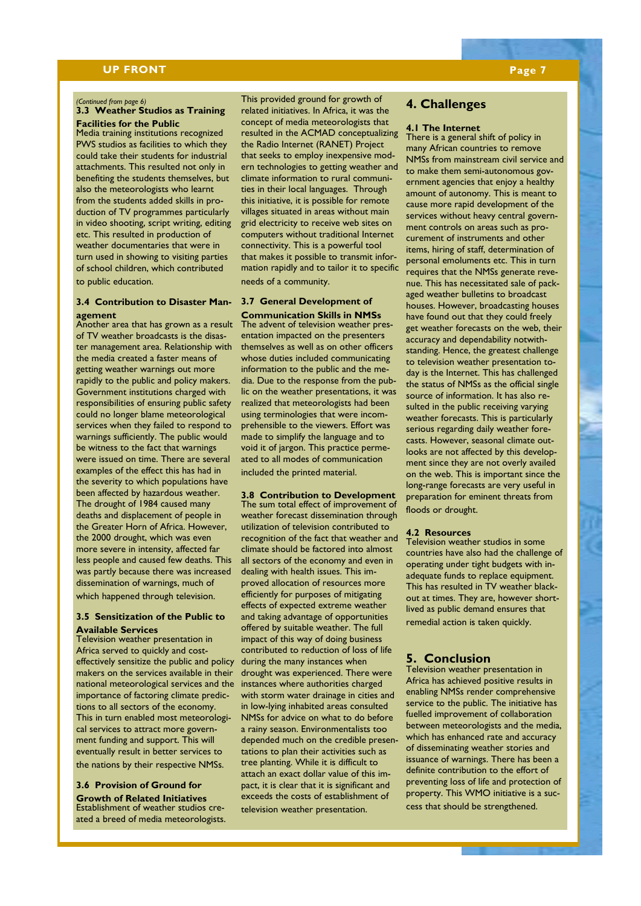*(Continued from page 6)*

### 3.3 Weather Studios as Training Facilities for the Public

Media training institutions recognized PWS studios as facilities to which they could take their students for industrial attachments. This resulted not only in benefiting the students themselves, but also the meteorologists who learnt from the students added skills in production of TV programmes particularly in video shooting, script writing, editing etc. This resulted in production of weather documentaries that were in turn used in showing to visiting parties of school children, which contributed to public education.

### 3.4 Contribution to Disaster Management

Another area that has grown as a result of TV weather broadcasts is the disaster management area. Relationship with the media created a faster means of getting weather warnings out more rapidly to the public and policy makers. Government institutions charged with responsibilities of ensuring public safety could no longer blame meteorological services when they failed to respond to warnings sufficiently. The public would be witness to the fact that warnings were issued on time. There are several examples of the effect this has had in the severity to which populations have been affected by hazardous weather. The drought of 1984 caused many deaths and displacement of people in the Greater Horn of Africa. However, the 2000 drought, which was even more severe in intensity, affected far less people and caused few deaths. This was partly because there was increased dissemination of warnings, much of which happened through television.

### 3.5 Sensitization of the Public to Available Services

Television weather presentation in Africa served to quickly and cost-effectively sensitize the public and policy makers on the services available in their national meteorological services and the importance of factoring climate predictions to all sectors of the economy. This in turn enabled most meteorological services to attract more government funding and support. This will eventually result in better services to the nations by their respective NMSs.

### 3.6 Provision of Ground for Growth of Related Initiatives

Establishment of weather studios created a breed of media meteorologists. This provided ground for growth of related initiatives. In Africa, it was the concept of media meteorologists that resulted in the ACMAD conceptualizing the Radio Internet (RANET) Project that seeks to employ inexpensive modern technologies to getting weather and climate information to rural communities in their local languages. Through this initiative, it is possible for remote villages situated in areas without main grid electricity to receive web sites on computers without traditional Internet connectivity. This is a powerful tool that makes it possible to transmit information rapidly and to tailor it to specific needs of a community.

### 3.7 General Development of Communication Skills in NMSs

The advent of television weather presentation impacted on the presenters themselves as well as on other officers whose duties included communicating information to the public and the media. Due to the response from the public on the weather presentations, it was realized that meteorologists had been using terminologies that were incomprehensible to the viewers. Effort was made to simplify the language and to void it of jargon. This practice permeated to all modes of communication included the printed material.

### 3.8 Contribution to Development

The sum total effect of improvement of weather forecast dissemination through utilization of television contributed to recognition of the fact that weather and climate should be factored into almost all sectors of the economy and even in dealing with health issues. This improved allocation of resources more efficiently for purposes of mitigating effects of expected extreme weather and taking advantage of opportunities offered by suitable weather. The full impact of this way of doing business contributed to reduction of loss of life during the many instances when drought was experienced. There were instances where authorities charged with storm water drainage in cities and in low-lying inhabited areas consulted NMSs for advice on what to do before a rainy season. Environmentalists too depended much on the credible presentations to plan their activities such as tree planting. While it is difficult to attach an exact dollar value of this impact, it is clear that it is significant and exceeds the costs of establishment of television weather presentation.

## 4. Challenges

### 4.1 The Internet

There is a general shift of policy in many African countries to remove NMSs from mainstream civil service and to make them semi-autonomous government agencies that enjoy a healthy amount of autonomy. This is meant to cause more rapid development of the services without heavy central government controls on areas such as procurement of instruments and other items, hiring of staff, determination of personal emoluments etc. This in turn requires that the NMSs generate revenue. This has necessitated sale of packaged weather bulletins to broadcast houses. However, broadcasting houses have found out that they could freely get weather forecasts on the web, their accuracy and dependability notwithstanding. Hence, the greatest challenge to television weather presentation today is the Internet. This has challenged the status of NMSs as the official single source of information. It has also resulted in the public receiving varying weather forecasts. This is particularly serious regarding daily weather forecasts. However, seasonal climate outlooks are not affected by this development since they are not overly availed on the web. This is important since the long-range forecasts are very useful in preparation for eminent threats from floods or drought.

### 4.2 Resources

Television weather studios in some countries have also had the challenge of operating under tight budgets with inadequate funds to replace equipment. This has resulted in TV weather blackout at times. They are, however short-lived as public demand ensures that remedial action is taken quickly.

## 5. Conclusion

Television weather presentation in Africa has achieved positive results in enabling NMSs render comprehensive service to the public. The initiative has fuelled improvement of collaboration between meteorologists and the media, which has enhanced rate and accuracy of disseminating weather stories and issuance of warnings. There has been a definite contribution to the effort of preventing loss of life and protection of property. This WMO initiative is a success that should be strengthened.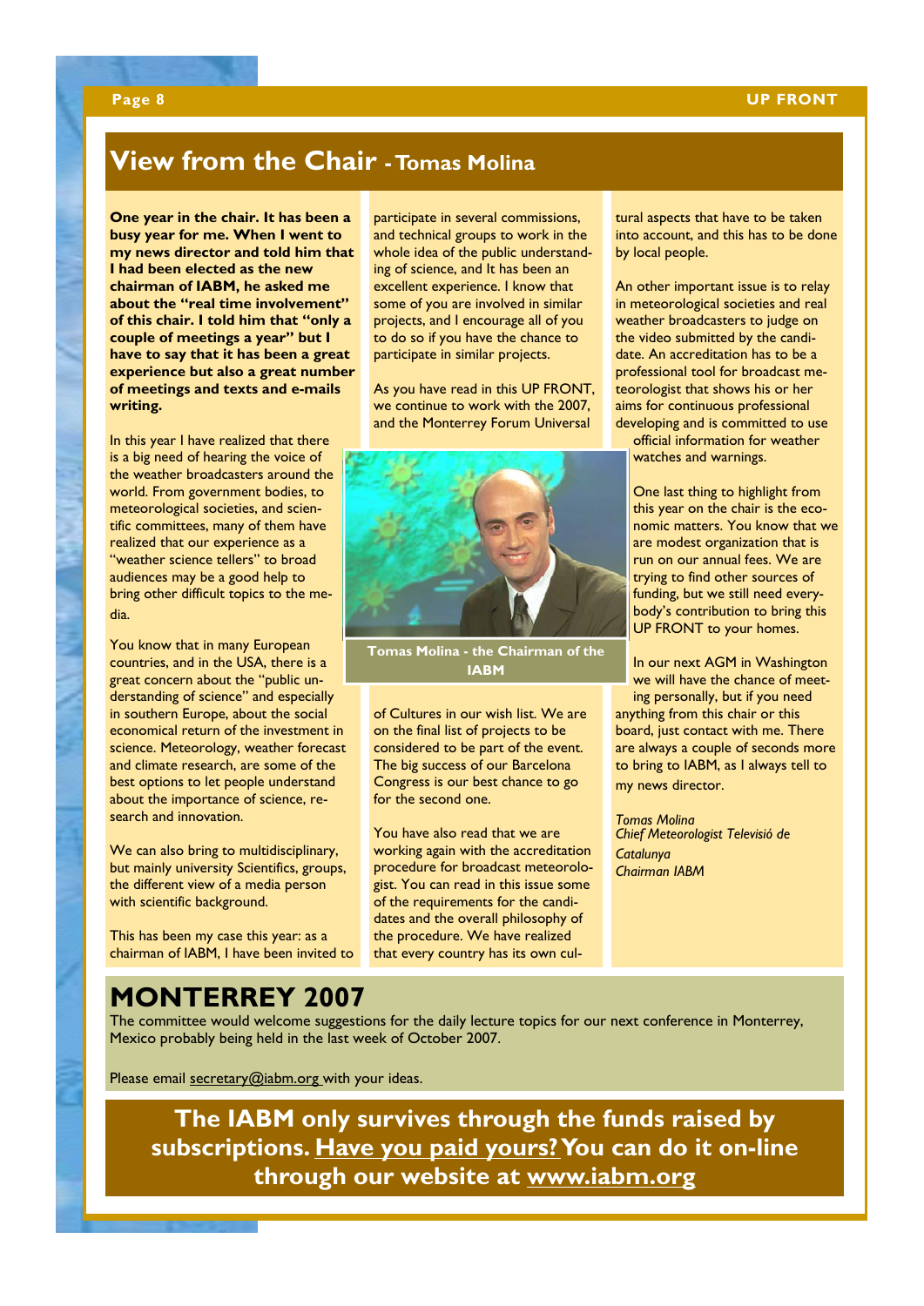# View from the Chair - Tomas Molina

**One year in the chair. It has been a busy year for me. When I went to my news director and told him that I had been elected as the new chairman of IABM, he asked me about the "real time involvement" of this chair. I told him that "only a couple of meetings a year" but I have to say that it has been a great experience but also a great number of meetings and texts and e-mails writing.**

In this year I have realized that there is a big need of hearing the voice of the weather broadcasters around the world. From government bodies, to meteorological societies, and scientific committees, many of them have realized that our experience as a "weather science tellers" to broad audiences may be a good help to bring other difficult topics to the media.

You know that in many European countries, and in the USA, there is a great concern about the "public understanding of science" and especially in southern Europe, about the social economical return of the investment in science. Meteorology, weather forecast and climate research, are some of the best options to let people understand about the importance of science, research and innovation.

We can also bring to multidisciplinary, but mainly university Scientifics, groups, the different view of a media person with scientific background.

This has been my case this year: as a chairman of IABM, I have been invited to participate in several commissions, and technical groups to work in the whole idea of the public understanding of science, and It has been an excellent experience. I know that some of you are involved in similar projects, and I encourage all of you to do so if you have the chance to participate in similar projects.

As you have read in this UP FRONT, we continue to work with the 2007, and the Monterrey Forum Universal of Cultures in our wish list. We are on the final list of projects to be considered to be part of the event. The big success of our Barcelona Congress is our best chance to go for the second one.

**Tomas Molina - the Chairman of the IABM**

You have also read that we are working again with the accreditation procedure for broadcast meteorologist. You can read in this issue some of the requirements for the candidates and the overall philosophy of the procedure. We have realized that every country has its own cultural aspects that have to be taken into account, and this has to be done by local people.

An other important issue is to relay in meteorological societies and real weather broadcasters to judge on the video submitted by the candidate. An accreditation has to be a professional tool for broadcast meteorologist that shows his or her aims for continuous professional developing and is committed to use official information for weather watches and warnings.

One last thing to highlight from this year on the chair is the economic matters. You know that we are modest organization that is run on our annual fees. We are trying to find other sources of funding, but we still need everybody's contribution to bring this UP FRONT to your homes.

In our next AGM in Washington we will have the chance of meeting personally, but if you need anything from this chair or this board, just contact with me. There are always a couple of seconds more to bring to IABM, as I always tell to my news director.

*Tomas Molina*
*Chief Meteorologist Televisió de Catalunya*
*Chairman IABM*

# MONTERREY 2007

The committee would welcome suggestions for the daily lecture topics for our next conference in Monterrey, Mexico probably being held in the last week of October 2007.

Please email secretary@iabm.org with your ideas.

**The IABM only survives through the funds raised by subscriptions. Have you paid yours? You can do it on-line through our website at www.iabm.org**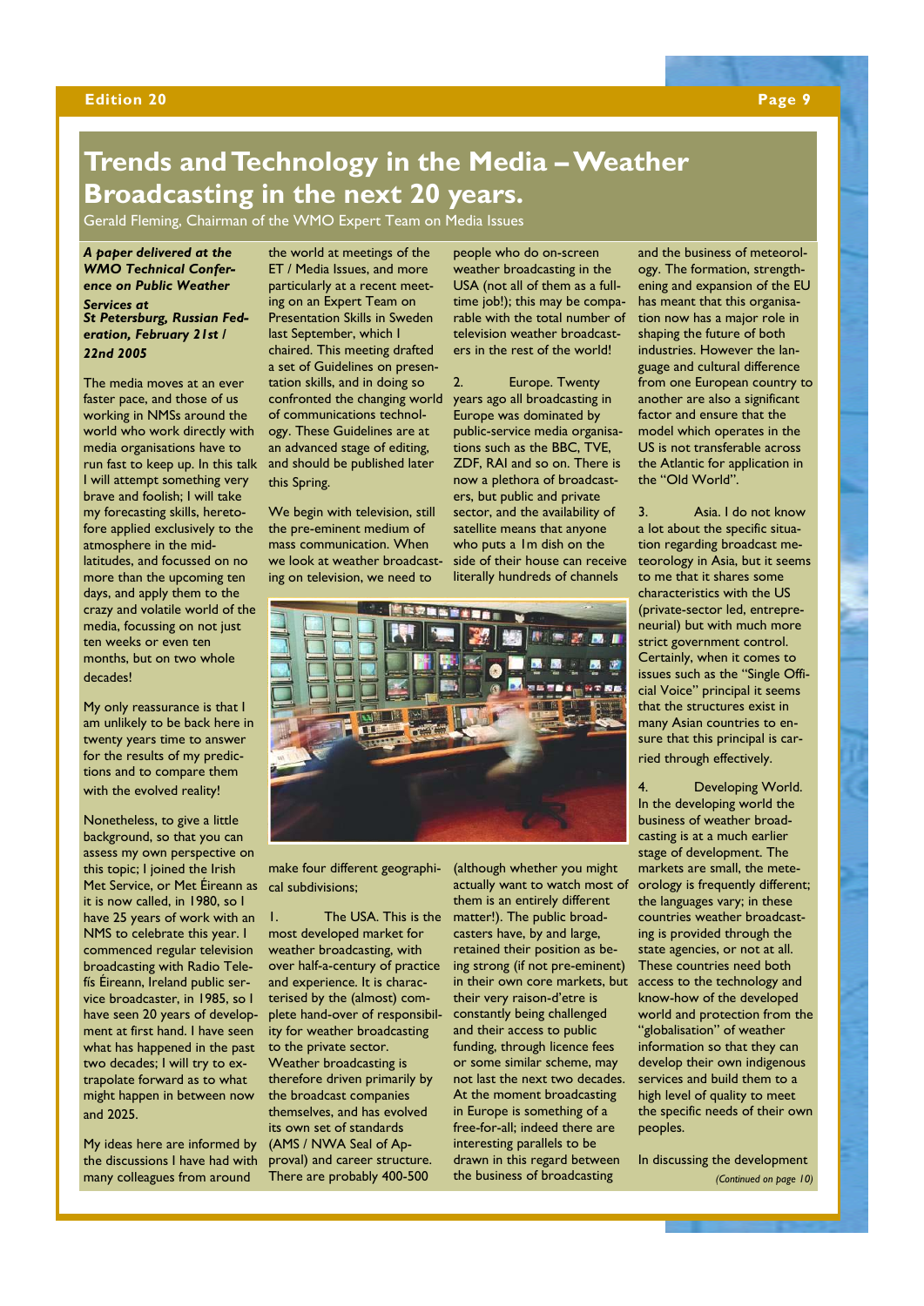# Trends and Technology in the Media – Weather Broadcasting in the next 20 years.

Gerald Fleming, Chairman of the WMO Expert Team on Media Issues

***A paper delivered at the WMO Technical Conference on Public Weather Services at St Petersburg, Russian Federation, February 21st / 22nd 2005***

The media moves at an ever faster pace, and those of us working in NMSs around the world who work directly with media organisations have to run fast to keep up. In this talk I will attempt something very brave and foolish; I will take my forecasting skills, heretofore applied exclusively to the atmosphere in the mid-latitudes, and focussed on no more than the upcoming ten days, and apply them to the crazy and volatile world of the media, focussing on not just ten weeks or even ten months, but on two whole decades!

My only reassurance is that I am unlikely to be back here in twenty years time to answer for the results of my predictions and to compare them with the evolved reality!

Nonetheless, to give a little background, so that you can assess my own perspective on this topic; I joined the Irish Met Service, or Met Éireann as it is now called, in 1980, so I have 25 years of work with an NMS to celebrate this year. I commenced regular television broadcasting with Radio Telefís Éireann, Ireland public service broadcaster, in 1985, so I have seen 20 years of development at first hand. I have seen what has happened in the past two decades; I will try to extrapolate forward as to what might happen in between now and 2025.

My ideas here are informed by the discussions I have had with many colleagues from around the world at meetings of the ET / Media Issues, and more particularly at a recent meeting on an Expert Team on Presentation Skills in Sweden last September, which I chaired. This meeting drafted a set of Guidelines on presentation skills, and in doing so confronted the changing world of communications technology. These Guidelines are at an advanced stage of editing, and should be published later this Spring.

We begin with television, still the pre-eminent medium of mass communication. When we look at weather broadcasting on television, we need to make four different geographical subdivisions;

1. The USA. This is the most developed market for weather broadcasting, with over half-a-century of practice and experience. It is characterised by the (almost) complete hand-over of responsibility for weather broadcasting to the private sector. Weather broadcasting is therefore driven primarily by the broadcast companies themselves, and has evolved its own set of standards (AMS / NWA Seal of Approval) and career structure. There are probably 400-500 people who do on-screen weather broadcasting in the USA (not all of them as a full-time job!); this may be comparable with the total number of television weather broadcasters in the rest of the world!

2. Europe. Twenty years ago all broadcasting in Europe was dominated by public-service media organisations such as the BBC, TVE, ZDF, RAI and so on. There is now a plethora of broadcasters, but public and private sector, and the availability of satellite means that anyone who puts a 1m dish on the side of their house can receive literally hundreds of channels (although whether you might actually want to watch most of them is an entirely different matter!). The public broadcasters have, by and large, retained their position as being strong (if not pre-eminent) in their own core markets, but their very raison-d'etre is constantly being challenged and their access to public funding, through licence fees or some similar scheme, may not last the next two decades. At the moment broadcasting in Europe is something of a free-for-all; indeed there are interesting parallels to be drawn in this regard between the business of broadcasting and the business of meteorology. The formation, strengthening and expansion of the EU has meant that this organisation now has a major role in shaping the future of both industries. However the language and cultural difference from one European country to another are also a significant factor and ensure that the model which operates in the US is not transferable across the Atlantic for application in the "Old World".

3. Asia. I do not know a lot about the specific situation regarding broadcast meteorology in Asia, but it seems to me that it shares some characteristics with the US (private-sector led, entrepreneurial) but with much more strict government control. Certainly, when it comes to issues such as the "Single Official Voice" principal it seems that the structures exist in many Asian countries to ensure that this principal is carried through effectively.

4. Developing World. In the developing world the business of weather broadcasting is at a much earlier stage of development. The markets are small, the meteorology is frequently different; the languages vary; in these countries weather broadcasting is provided through the state agencies, or not at all. These countries need both access to the technology and know-how of the developed world and protection from the "globalisation" of weather information so that they can develop their own indigenous services and build them to a high level of quality to meet the specific needs of their own peoples.

In discussing the development

*(Continued on page 10)*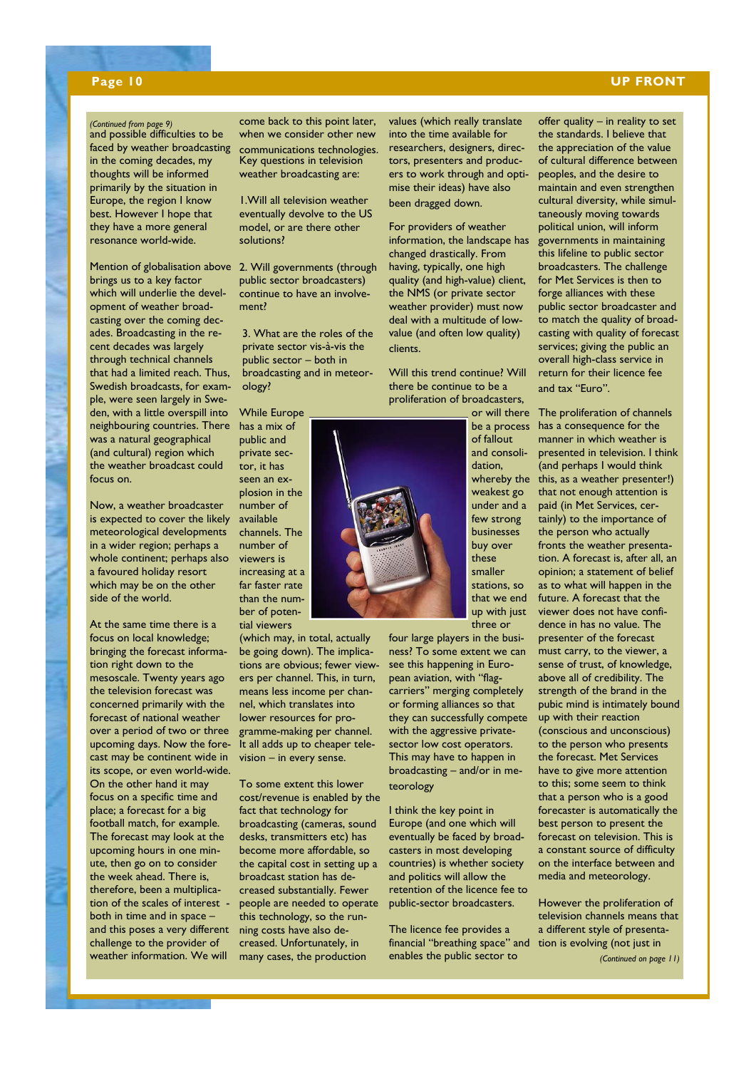*(Continued from page 9)*

and possible difficulties to be faced by weather broadcasting in the coming decades, my thoughts will be informed primarily by the situation in Europe, the region I know best. However I hope that they have a more general resonance world-wide.

Mention of globalisation above brings us to a key factor which will underlie the development of weather broadcasting over the coming decades. Broadcasting in the recent decades was largely through technical channels that had a limited reach. Thus, Swedish broadcasts, for example, were seen largely in Sweden, with a little overspill into neighbouring countries. There was a natural geographical (and cultural) region which the weather broadcast could focus on.

Now, a weather broadcaster is expected to cover the likely meteorological developments in a wider region; perhaps a whole continent; perhaps also a favoured holiday resort which may be on the other side of the world.

At the same time there is a focus on local knowledge; bringing the forecast information right down to the mesoscale. Twenty years ago the television forecast was concerned primarily with the forecast of national weather over a period of two or three upcoming days. Now the forecast may be continent wide in its scope, or even world-wide. On the other hand it may focus on a specific time and place; a forecast for a big football match, for example. The forecast may look at the upcoming hours in one minute, then go on to consider the week ahead. There is, therefore, been a multiplication of the scales of interest - both in time and in space – and this poses a very different challenge to the provider of weather information. We will come back to this point later, when we consider other new communications technologies. Key questions in television weather broadcasting are:

1. Will all television weather eventually devolve to the US model, or are there other solutions?

2. Will governments (through public sector broadcasters) continue to have an involvement?

3. What are the roles of the private sector vis-à-vis the public sector – both in broadcasting and in meteorology?

While Europe has a mix of public and private sector, it has seen an explosion in the number of available channels. The number of viewers is increasing at a far faster rate than the number of potential viewers (which may, in total, actually be going down). The implications are obvious; fewer viewers per channel. This, in turn, means less income per channel, which translates into lower resources for programme-making per channel. It all adds up to cheaper television – in every sense.

To some extent this lower cost/revenue is enabled by the fact that technology for broadcasting (cameras, sound desks, transmitters etc) has become more affordable, so the capital cost in setting up a broadcast station has decreased substantially. Fewer people are needed to operate this technology, so the running costs have also decreased. Unfortunately, in many cases, the production values (which really translate into the time available for researchers, designers, directors, presenters and producers to work through and optimise their ideas) have also been dragged down.

For providers of weather information, the landscape has changed drastically. From having, typically, one high quality (and high-value) client, the NMS (or private sector weather provider) must now deal with a multitude of low-value (and often low quality) clients.

Will this trend continue? Will there be continue to be a proliferation of broadcasters, or will there be a process of fallout and consolidation, whereby the weakest go under and a few strong businesses buy over these smaller stations, so that we end up with just three or four large players in the business? To some extent we can see this happening in European aviation, with "flag-carriers" merging completely or forming alliances so that they can successfully compete with the aggressive private-sector low cost operators. This may have to happen in broadcasting – and/or in meteorology

I think the key point in Europe (and one which will eventually be faced by broadcasters in most developing countries) is whether society and politics will allow the retention of the licence fee to public-sector broadcasters.

The licence fee provides a financial "breathing space" and enables the public sector to offer quality – in reality to set the standards. I believe that the appreciation of the value of cultural difference between peoples, and the desire to maintain and even strengthen cultural diversity, while simultaneously moving towards political union, will inform governments in maintaining this lifeline to public sector broadcasters. The challenge for Met Services is then to forge alliances with these public sector broadcaster and to match the quality of broadcasting with quality of forecast services; giving the public an overall high-class service in return for their licence fee and tax "Euro".

The proliferation of channels has a consequence for the manner in which weather is presented in television. I think (and perhaps I would think this, as a weather presenter!) that not enough attention is paid (in Met Services, certainly) to the importance of the person who actually fronts the weather presentation. A forecast is, after all, an opinion; a statement of belief as to what will happen in the future. A forecast that the viewer does not have confidence in has no value. The presenter of the forecast must carry, to the viewer, a sense of trust, of knowledge, above all of credibility. The strength of the brand in the pubic mind is intimately bound up with their reaction (conscious and unconscious) to the person who presents the forecast. Met Services have to give more attention to this; some seem to think that a person who is a good forecaster is automatically the best person to present the forecast on television. This is a constant source of difficulty on the interface between and media and meteorology.

However the proliferation of television channels means that a different style of presentation is evolving (not just in

*(Continued on page 11)*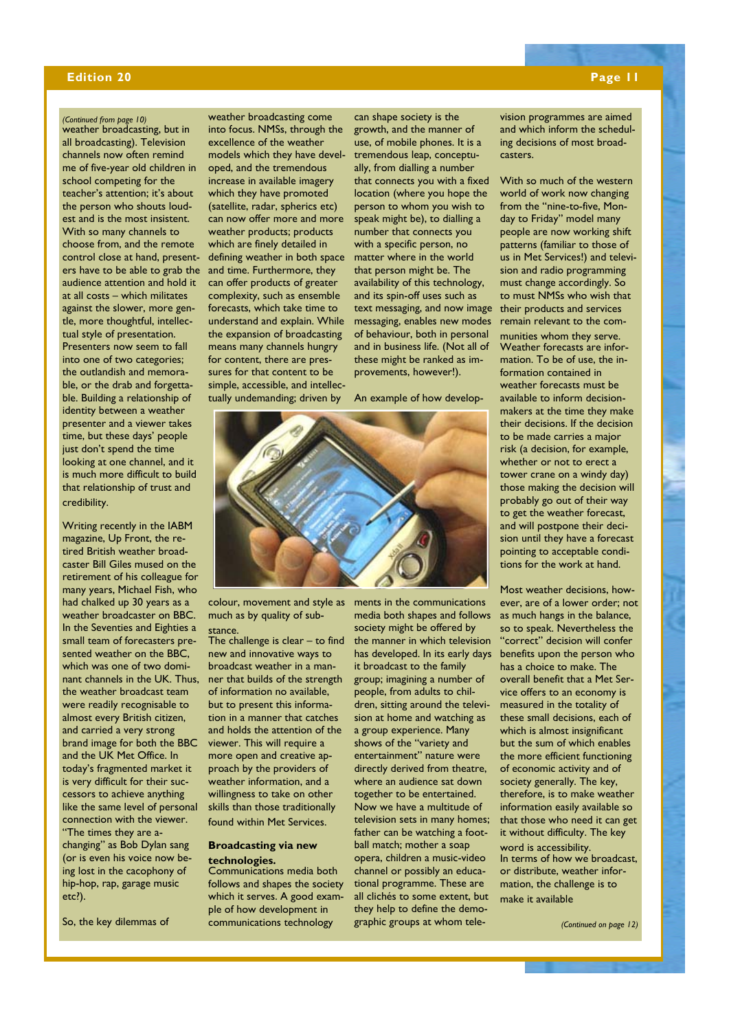*(Continued from page 10)*
weather broadcasting, but in all broadcasting). Television channels now often remind me of five-year old children in school competing for the teacher's attention; it's about the person who shouts loudest and is the most insistent. With so many channels to choose from, and the remote control close at hand, presenters have to be able to grab the audience attention and hold it at all costs – which militates against the slower, more gentle, more thoughtful, intellectual style of presentation. Presenters now seem to fall into one of two categories; the outlandish and memorable, or the drab and forgettable. Building a relationship of identity between a weather presenter and a viewer takes time, but these days' people just don't spend the time looking at one channel, and it is much more difficult to build that relationship of trust and credibility.

Writing recently in the IABM magazine, Up Front, the retired British weather broadcaster Bill Giles mused on the retirement of his colleague for many years, Michael Fish, who had chalked up 30 years as a weather broadcaster on BBC. In the Seventies and Eighties a small team of forecasters presented weather on the BBC, which was one of two dominant channels in the UK. Thus, the weather broadcast team were readily recognisable to almost every British citizen, and carried a very strong brand image for both the BBC and the UK Met Office. In today's fragmented market it is very difficult for their successors to achieve anything like the same level of personal connection with the viewer. "The times they are a-changing" as Bob Dylan sang (or is even his voice now being lost in the cacophony of hip-hop, rap, garage music etc?).

So, the key dilemmas of weather broadcasting come into focus. NMSs, through the excellence of the weather models which they have developed, and the tremendous increase in available imagery which they have promoted (satellite, radar, spherics etc) can now offer more and more weather products; products which are finely detailed in defining weather in both space and time. Furthermore, they can offer products of greater complexity, such as ensemble forecasts, which take time to understand and explain. While the expansion of broadcasting means many channels hungry for content, there are pressures for that content to be simple, accessible, and intellectually undemanding; driven by colour, movement and style as much as by quality of substance.

The challenge is clear – to find new and innovative ways to broadcast weather in a manner that builds of the strength of information no available, but to present this information in a manner that catches and holds the attention of the viewer. This will require a more open and creative approach by the providers of weather information, and a willingness to take on other skills than those traditionally found within Met Services.

**Broadcasting via new technologies.**

Communications media both follows and shapes the society which it serves. A good example of how development in communications technology can shape society is the growth, and the manner of use, of mobile phones. It is a tremendous leap, conceptually, from dialling a number that connects you with a fixed location (where you hope the person to whom you wish to speak might be), to dialling a number that connects you with a specific person, no matter where in the world that person might be. The availability of this technology, and its spin-off uses such as text messaging, and now image messaging, enables new modes of behaviour, both in personal and in business life. (Not all of these might be ranked as improvements, however!).

An example of how developments in the communications media both shapes and follows society might be offered by the manner in which television has developed. In its early days it broadcast to the family group; imagining a number of people, from adults to children, sitting around the television at home and watching as a group experience. Many shows of the "variety and entertainment" nature were directly derived from theatre, where an audience sat down together to be entertained. Now we have a multitude of television sets in many homes; father can be watching a football match; mother a soap opera, children a music-video channel or possibly an educational programme. These are all clichés to some extent, but they help to define the demographic groups at whom television programmes are aimed and which inform the scheduling decisions of most broadcasters.

With so much of the western world of work now changing from the "nine-to-five, Monday to Friday" model many people are now working shift patterns (familiar to those of us in Met Services!) and television and radio programming must change accordingly. So to must NMSs who wish that their products and services remain relevant to the communities whom they serve. Weather forecasts are information. To be of use, the information contained in weather forecasts must be available to inform decision-makers at the time they make their decisions. If the decision to be made carries a major risk (a decision, for example, whether or not to erect a tower crane on a windy day) those making the decision will probably go out of their way to get the weather forecast, and will postpone their decision until they have a forecast pointing to acceptable conditions for the work at hand.

Most weather decisions, however, are of a lower order; not as much hangs in the balance, so to speak. Nevertheless the "correct" decision will confer benefits upon the person who has a choice to make. The overall benefit that a Met Service offers to an economy is measured in the totality of these small decisions, each of which is almost insignificant but the sum of which enables the more efficient functioning of economic activity and of society generally. The key, therefore, is to make weather information easily available so that those who need it can get it without difficulty. The key word is accessibility.

In terms of how we broadcast, or distribute, weather information, the challenge is to make it available

*(Continued on page 12)*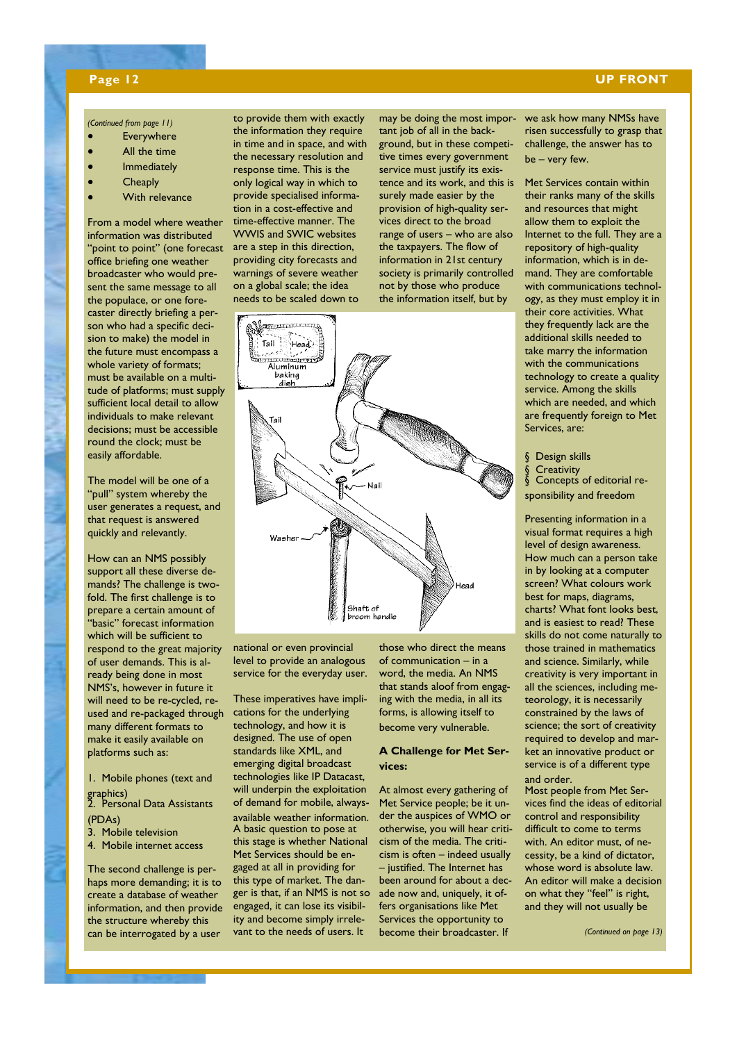*(Continued from page 11)*

- Everywhere
- All the time
- Immediately
- Cheaply
- With relevance

From a model where weather information was distributed "point to point" (one forecast office briefing one weather broadcaster who would present the same message to all the populace, or one forecaster directly briefing a person who had a specific decision to make) the model in the future must encompass a whole variety of formats; must be available on a multitude of platforms; must supply sufficient local detail to allow individuals to make relevant decisions; must be accessible round the clock; must be easily affordable.

The model will be one of a "pull" system whereby the user generates a request, and that request is answered quickly and relevantly.

How can an NMS possibly support all these diverse demands? The challenge is two-fold. The first challenge is to prepare a certain amount of "basic" forecast information which will be sufficient to respond to the great majority of user demands. This is already being done in most NMS's, however in future it will need to be re-cycled, re-used and re-packaged through many different formats to make it easily available on platforms such as:

1. Mobile phones (text and graphics)
2. Personal Data Assistants (PDAs)
3. Mobile television
4. Mobile internet access

The second challenge is perhaps more demanding; it is to create a database of weather information, and then provide the structure whereby this can be interrogated by a user to provide them with exactly the information they require in time and in space, and with the necessary resolution and response time. This is the only logical way in which to provide specialised information in a cost-effective and time-effective manner. The WWIS and SWIC websites are a step in this direction, providing city forecasts and warnings of severe weather on a global scale; the idea needs to be scaled down to national or even provincial level to provide an analogous service for the everyday user.

These imperatives have implications for the underlying technology, and how it is designed. The use of open standards like XML, and emerging digital broadcast technologies like IP Datacast, will underpin the exploitation of demand for mobile, always-available weather information. A basic question to pose at this stage is whether National Met Services should be engaged at all in providing for this type of market. The danger is that, if an NMS is not so engaged, it can lose its visibility and become simply irrelevant to the needs of users. It may be doing the most important job of all in the background, but in these competitive times every government service must justify its existence and its work, and this is surely made easier by the provision of high-quality services direct to the broad range of users – who are also the taxpayers. The flow of information in 21st century society is primarily controlled not by those who produce the information itself, but by those who direct the means of communication – in a word, the media. An NMS that stands aloof from engaging with the media, in all its forms, is allowing itself to become very vulnerable.

### A Challenge for Met Services:

At almost every gathering of Met Service people; be it under the auspices of WMO or otherwise, you will hear criticism of the media. The criticism is often – indeed usually – justified. The Internet has been around for about a decade now and, uniquely, it offers organisations like Met Services the opportunity to become their broadcaster. If we ask how many NMSs have risen successfully to grasp that challenge, the answer has to be – very few.

Met Services contain within their ranks many of the skills and resources that might allow them to exploit the Internet to the full. They are a repository of high-quality information, which is in demand. They are comfortable with communications technology, as they must employ it in their core activities. What they frequently lack are the additional skills needed to take marry the information with the communications technology to create a quality service. Among the skills which are needed, and which are frequently foreign to Met Services, are:

- Design skills
- Creativity
- Concepts of editorial responsibility and freedom

Presenting information in a visual format requires a high level of design awareness. How much can a person take in by looking at a computer screen? What colours work best for maps, diagrams, charts? What font looks best, and is easiest to read? These skills do not come naturally to those trained in mathematics and science. Similarly, while creativity is very important in all the sciences, including meteorology, it is necessarily constrained by the laws of science; the sort of creativity required to develop and market an innovative product or service is of a different type and order.

Most people from Met Services find the ideas of editorial control and responsibility difficult to come to terms with. An editor must, of necessity, be a kind of dictator, whose word is absolute law. An editor will make a decision on what they "feel" is right, and they will not usually be

*(Continued on page 13)*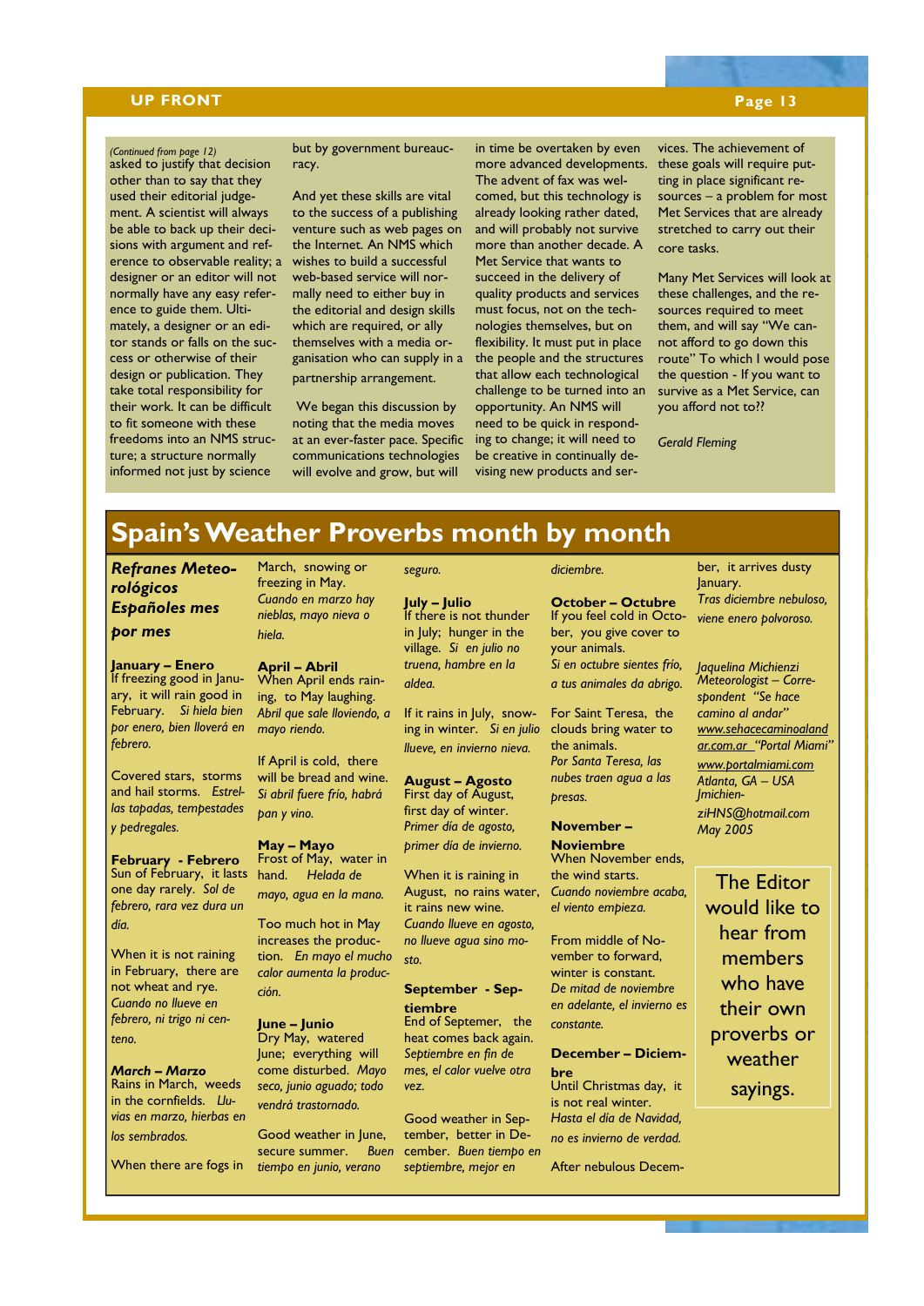*(Continued from page 12)*
asked to justify that decision other than to say that they used their editorial judgement. A scientist will always be able to back up their decisions with argument and reference to observable reality; a designer or an editor will not normally have any easy reference to guide them. Ultimately, a designer or an editor stands or falls on the success or otherwise of their design or publication. They take total responsibility for their work. It can be difficult to fit someone with these freedoms into an NMS structure; a structure normally informed not just by science but by government bureaucracy.

And yet these skills are vital to the success of a publishing venture such as web pages on the Internet. An NMS which wishes to build a successful web-based service will normally need to either buy in the editorial and design skills which are required, or ally themselves with a media organisation who can supply in a partnership arrangement.

We began this discussion by noting that the media moves at an ever-faster pace. Specific communications technologies will evolve and grow, but will in time be overtaken by even more advanced developments. The advent of fax was welcomed, but this technology is already looking rather dated, and will probably not survive more than another decade. A Met Service that wants to succeed in the delivery of quality products and services must focus, not on the technologies themselves, but on flexibility. It must put in place the people and the structures that allow each technological challenge to be turned into an opportunity. An NMS will need to be quick in responding to change; it will need to be creative in continually devising new products and services. The achievement of these goals will require putting in place significant resources – a problem for most Met Services that are already stretched to carry out their core tasks.

Many Met Services will look at these challenges, and the resources required to meet them, and will say "We cannot afford to go down this route" To which I would pose the question - If you want to survive as a Met Service, can you afford not to??

*Gerald Fleming*

# Spain's Weather Proverbs month by month

***Refranes Meteorológicos Españoles mes por mes***

**January – Enero**
If freezing good in January, it will rain good in February. *Si hiela bien por enero, bien lloverá en febrero.*

Covered stars, storms and hail storms. *Estrellas tapadas, tempestades y pedregales.*

**February - Febrero**
Sun of February, it lasts one day rarely. *Sol de febrero, rara vez dura un día.*

When it is not raining in February, there are not wheat and rye. *Cuando no llueve en febrero, ni trigo ni centeno.*

***March – Marzo***
Rains in March, weeds in the cornfields. *Lluvias en marzo, hierbas en los sembrados.*

When there are fogs in March, snowing or freezing in May. *Cuando en marzo hay nieblas, mayo nieva o hiela.*

**April – Abril**
When April ends raining, to May laughing. *Abril que sale lloviendo, a mayo riendo.*

If April is cold, there will be bread and wine. *Si abril fuere frío, habrá pan y vino.*

**May – Mayo**
Frost of May, water in hand. *Helada de mayo, agua en la mano.*

Too much hot in May increases the production. *En mayo el mucho calor aumenta la producción.*

**June – Junio**
Dry May, watered June; everything will come disturbed. *Mayo seco, junio aguado; todo vendrá trastornado.*

Good weather in June, secure summer. *Buen tiempo en junio, verano seguro.*

**July – Julio**
If there is not thunder in July; hunger in the village. *Si en julio no truena, hambre en la aldea.*

If it rains in July, snowing in winter. *Si en julio llueve, en invierno nieva.*

**August – Agosto**
First day of August, first day of winter. *Primer día de agosto, primer día de invierno.*

When it is raining in August, no rains water, it rains new wine. *Cuando llueve en agosto, no llueve agua sino mosto.*

**September - Septiembre**
End of Septemer, the heat comes back again. *Septiembre en fin de mes, el calor vuelve otra vez.*

Good weather in September, better in December. *Buen tiempo en septiembre, mejor en diciembre.*

**October – Octubre**
If you feel cold in October, you give cover to your animals. *Si en octubre sientes frío, a tus animales da abrigo.*

For Saint Teresa, the clouds bring water to the animals. *Por Santa Teresa, las nubes traen agua a las presas.*

**November – Noviembre**
When November ends, the wind starts. *Cuando noviembre acaba, el viento empieza.*

From middle of November to forward, winter is constant. *De mitad de noviembre en adelante, el invierno es constante.*

**December – Diciembre**
Until Christmas day, it is not real winter. *Hasta el día de Navidad, no es invierno de verdad.*

After nebulous December, it arrives dusty January. *Tras diciembre nebuloso, viene enero polvoroso.*

*Jaquelina Michienzi*
*Meteorologist – Correspondent "Se hace camino al andar"*
*www.sehacecaminoalandar.com.ar "Portal Miami" www.portalmiami.com*
*Atlanta, GA – USA*
*Jmichienzi HNS@hotmail.com*
*May 2005*

The Editor would like to hear from members who have their own proverbs or weather sayings.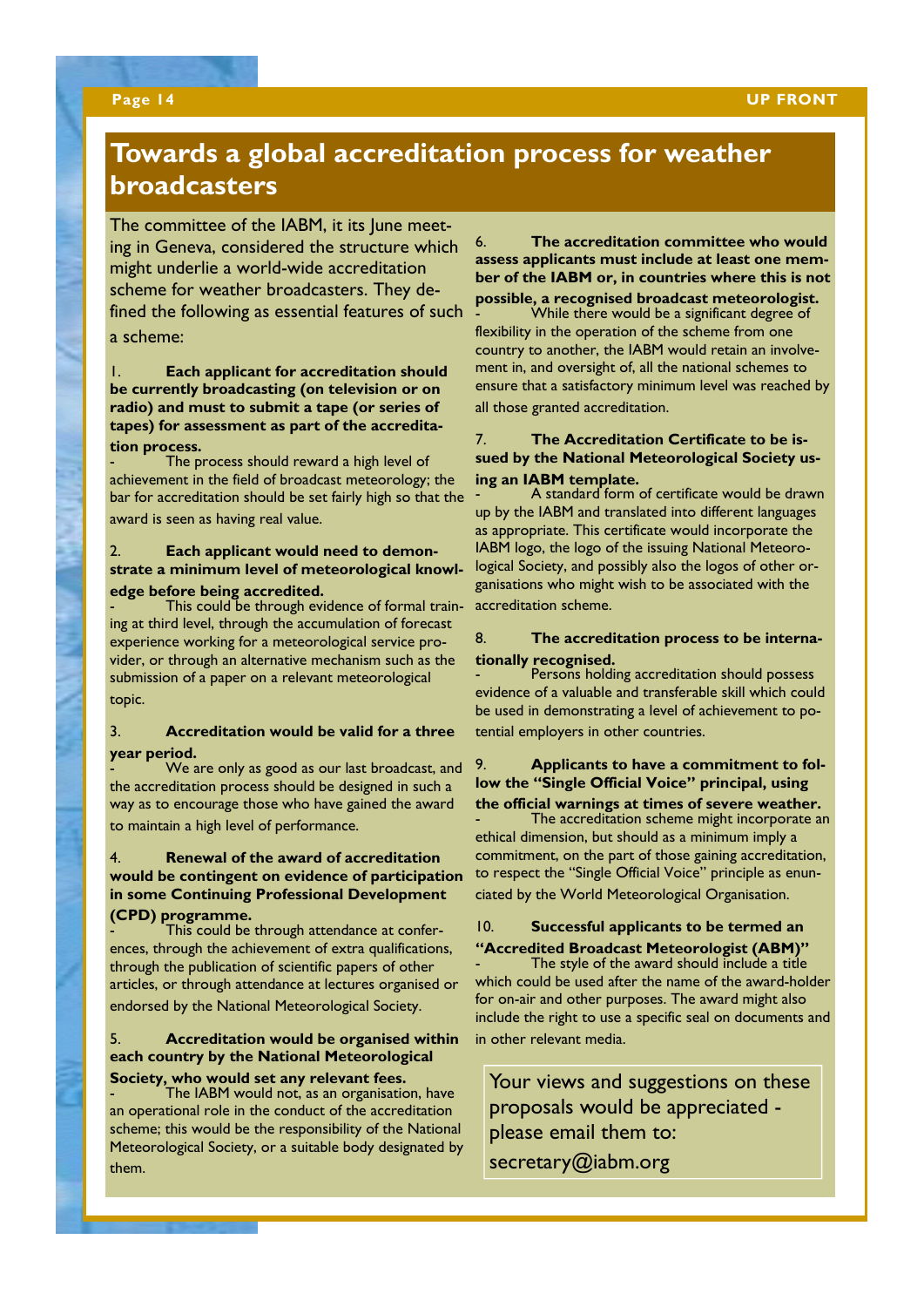# Towards a global accreditation process for weather broadcasters

The committee of the IABM, it its June meeting in Geneva, considered the structure which might underlie a world-wide accreditation scheme for weather broadcasters. They defined the following as essential features of such a scheme:

1. **Each applicant for accreditation should be currently broadcasting (on television or on radio) and must to submit a tape (or series of tapes) for assessment as part of the accreditation process.**
   - The process should reward a high level of achievement in the field of broadcast meteorology; the bar for accreditation should be set fairly high so that the award is seen as having real value.

2. **Each applicant would need to demonstrate a minimum level of meteorological knowledge before being accredited.**
   - This could be through evidence of formal training at third level, through the accumulation of forecast experience working for a meteorological service provider, or through an alternative mechanism such as the submission of a paper on a relevant meteorological topic.

3. **Accreditation would be valid for a three year period.**
   - We are only as good as our last broadcast, and the accreditation process should be designed in such a way as to encourage those who have gained the award to maintain a high level of performance.

4. **Renewal of the award of accreditation would be contingent on evidence of participation in some Continuing Professional Development (CPD) programme.**
   - This could be through attendance at conferences, through the achievement of extra qualifications, through the publication of scientific papers of other articles, or through attendance at lectures organised or endorsed by the National Meteorological Society.

5. **Accreditation would be organised within each country by the National Meteorological Society, who would set any relevant fees.**
   - The IABM would not, as an organisation, have an operational role in the conduct of the accreditation scheme; this would be the responsibility of the National Meteorological Society, or a suitable body designated by them.

6. **The accreditation committee who would assess applicants must include at least one member of the IABM or, in countries where this is not possible, a recognised broadcast meteorologist.**
   - While there would be a significant degree of flexibility in the operation of the scheme from one country to another, the IABM would retain an involvement in, and oversight of, all the national schemes to ensure that a satisfactory minimum level was reached by all those granted accreditation.

7. **The Accreditation Certificate to be issued by the National Meteorological Society using an IABM template.**
   - A standard form of certificate would be drawn up by the IABM and translated into different languages as appropriate. This certificate would incorporate the IABM logo, the logo of the issuing National Meteorological Society, and possibly also the logos of other organisations who might wish to be associated with the accreditation scheme.

8. **The accreditation process to be internationally recognised.**
   - Persons holding accreditation should possess evidence of a valuable and transferable skill which could be used in demonstrating a level of achievement to potential employers in other countries.

9. **Applicants to have a commitment to follow the "Single Official Voice" principal, using the official warnings at times of severe weather.**
   - The accreditation scheme might incorporate an ethical dimension, but should as a minimum imply a commitment, on the part of those gaining accreditation, to respect the "Single Official Voice" principle as enunciated by the World Meteorological Organisation.

10. **Successful applicants to be termed an "Accredited Broadcast Meteorologist (ABM)"**
    - The style of the award should include a title which could be used after the name of the award-holder for on-air and other purposes. The award might also include the right to use a specific seal on documents and in other relevant media.

Your views and suggestions on these proposals would be appreciated - please email them to: secretary@iabm.org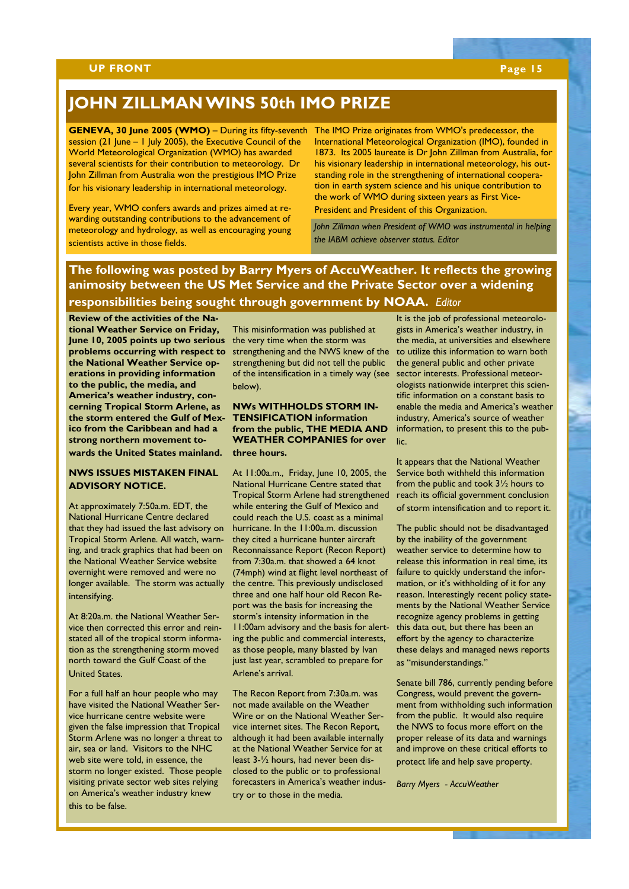# JOHN ZILLMAN WINS 50th IMO PRIZE

**GENEVA, 30 June 2005 (WMO)** – During its fifty-seventh session (21 June – 1 July 2005), the Executive Council of the World Meteorological Organization (WMO) has awarded several scientists for their contribution to meteorology. Dr John Zillman from Australia won the prestigious IMO Prize for his visionary leadership in international meteorology.

Every year, WMO confers awards and prizes aimed at rewarding outstanding contributions to the advancement of meteorology and hydrology, as well as encouraging young scientists active in those fields.

The IMO Prize originates from WMO's predecessor, the International Meteorological Organization (IMO), founded in 1873. Its 2005 laureate is Dr John Zillman from Australia, for his visionary leadership in international meteorology, his outstanding role in the strengthening of international cooperation in earth system science and his unique contribution to the work of WMO during sixteen years as First Vice-President and President of this Organization.

*John Zillman when President of WMO was instrumental in helping the IABM achieve observer status. Editor*

## The following was posted by Barry Myers of AccuWeather. It reflects the growing animosity between the US Met Service and the Private Sector over a widening responsibilities being sought through government by NOAA. *Editor*

**Review of the activities of the National Weather Service on Friday, June 10, 2005 points up two serious problems occurring with respect to the National Weather Service operations in providing information to the public, the media, and America's weather industry, concerning Tropical Storm Arlene, as the storm entered the Gulf of Mexico from the Caribbean and had a strong northern movement towards the United States mainland.**

### NWS ISSUES MISTAKEN FINAL ADVISORY NOTICE.

At approximately 7:50a.m. EDT, the National Hurricane Centre declared that they had issued the last advisory on Tropical Storm Arlene. All watch, warning, and track graphics that had been on the National Weather Service website overnight were removed and were no longer available. The storm was actually intensifying.

At 8:20a.m. the National Weather Service then corrected this error and reinstated all of the tropical storm information as the strengthening storm moved north toward the Gulf Coast of the United States.

For a full half an hour people who may have visited the National Weather Service hurricane centre website were given the false impression that Tropical Storm Arlene was no longer a threat to air, sea or land. Visitors to the NHC web site were told, in essence, the storm no longer existed. Those people visiting private sector web sites relying on America's weather industry knew this to be false.

This misinformation was published at the very time when the storm was strengthening and the NWS knew of the strengthening but did not tell the public of the intensification in a timely way (see below).

### NWs WITHHOLDS STORM INTENSIFICATION information from the public, THE MEDIA AND WEATHER COMPANIES for over three hours.

At 11:00a.m., Friday, June 10, 2005, the National Hurricane Centre stated that Tropical Storm Arlene had strengthened while entering the Gulf of Mexico and could reach the U.S. coast as a minimal hurricane. In the 11:00a.m. discussion they cited a hurricane hunter aircraft Reconnaissance Report (Recon Report) from 7:30a.m. that showed a 64 knot (74mph) wind at flight level northeast of the centre. This previously undisclosed three and one half hour old Recon Report was the basis for increasing the storm's intensity information in the 11:00am advisory and the basis for alerting the public and commercial interests, as those people, many blasted by Ivan just last year, scrambled to prepare for Arlene's arrival.

The Recon Report from 7:30a.m. was not made available on the Weather Wire or on the National Weather Service internet sites. The Recon Report, although it had been available internally at the National Weather Service for at least 3-½ hours, had never been disclosed to the public or to professional forecasters in America's weather industry or to those in the media.

It is the job of professional meteorologists in America's weather industry, in the media, at universities and elsewhere to utilize this information to warn both the general public and other private sector interests. Professional meteorologists nationwide interpret this scientific information on a constant basis to enable the media and America's weather industry, America's source of weather information, to present this to the public.

It appears that the National Weather Service both withheld this information from the public and took 3½ hours to reach its official government conclusion of storm intensification and to report it.

The public should not be disadvantaged by the inability of the government weather service to determine how to release this information in real time, its failure to quickly understand the information, or it's withholding of it for any reason. Interestingly recent policy statements by the National Weather Service recognize agency problems in getting this data out, but there has been an effort by the agency to characterize these delays and managed news reports as "misunderstandings."

Senate bill 786, currently pending before Congress, would prevent the government from withholding such information from the public. It would also require the NWS to focus more effort on the proper release of its data and warnings and improve on these critical efforts to protect life and help save property.

*Barry Myers - AccuWeather*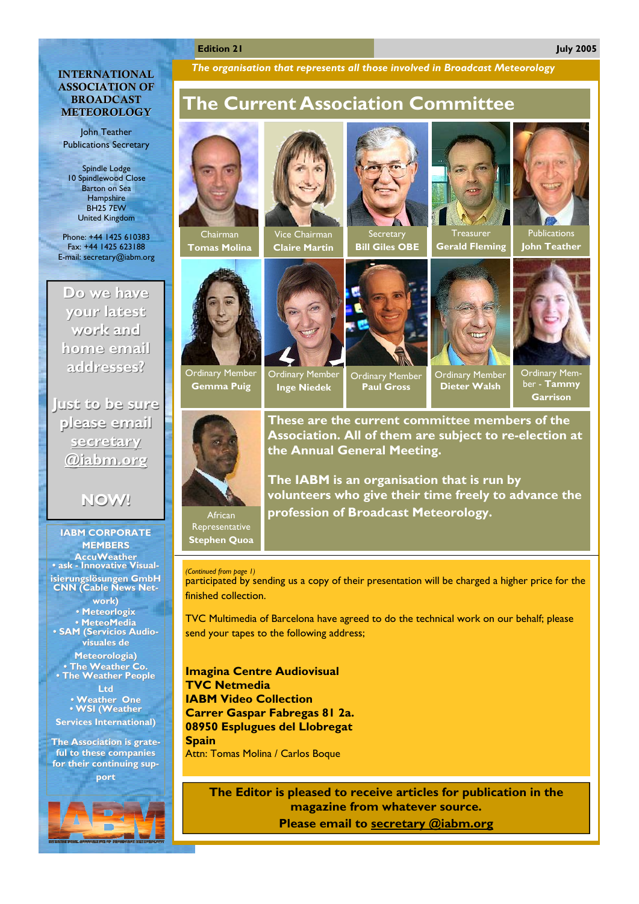The organisation that represents all those involved in Broadcast Meteorology

# The Current Association Committee

Chairman
**Tomas Molina**

Vice Chairman
**Claire Martin**

Secretary
**Bill Giles OBE**

Treasurer
**Gerald Fleming**

Publications
**John Teather**

Ordinary Member
**Gemma Puig**

Ordinary Member
**Inge Niedek**

Ordinary Member
**Paul Gross**

Ordinary Member
**Dieter Walsh**

Ordinary Member - **Tammy Garrison**

African Representative
**Stephen Quoa**

**These are the current committee members of the Association. All of them are subject to re-election at the Annual General Meeting.**

**The IABM is an organisation that is run by volunteers who give their time freely to advance the profession of Broadcast Meteorology.**

*(Continued from page 1)*

participated by sending us a copy of their presentation will be charged a higher price for the finished collection.

TVC Multimedia of Barcelona have agreed to do the technical work on our behalf; please send your tapes to the following address;

**Imagina Centre Audiovisual**
**TVC Netmedia**
**IABM Video Collection**
**Carrer Gaspar Fabregas 81 2a.**
**08950 Esplugues del Llobregat**
**Spain**
Attn: Tomas Molina / Carlos Boque

**The Editor is pleased to receive articles for publication in the magazine from whatever source.**
**Please email to secretary @iabm.org**

INTERNATIONAL ASSOCIATION OF BROADCAST METEOROLOGY

John Teather
Publications Secretary

Spindle Lodge
10 Spindlewood Close
Barton on Sea
Hampshire
BH25 7EW
United Kingdom

Phone: +44 1425 610383
Fax: +44 1425 623188
E-mail: secretary@iabm.org

**Do we have your latest work and home email addresses?**

**Just to be sure please email secretary @iabm.org**

**NOW!**

**IABM CORPORATE MEMBERS**

- AccuWeather
- ask - Innovative Visualisierungslösungen GmbH
- CNN (Cable News Network)
- Meteorlogix
- MeteoMedia
- SAM (Servicios Audiovisuales de Meteorologia)
- The Weather Co.
- The Weather People Ltd
- Weather One
- WSI (Weather Services International)

The Association is grateful to these companies for their continuing support